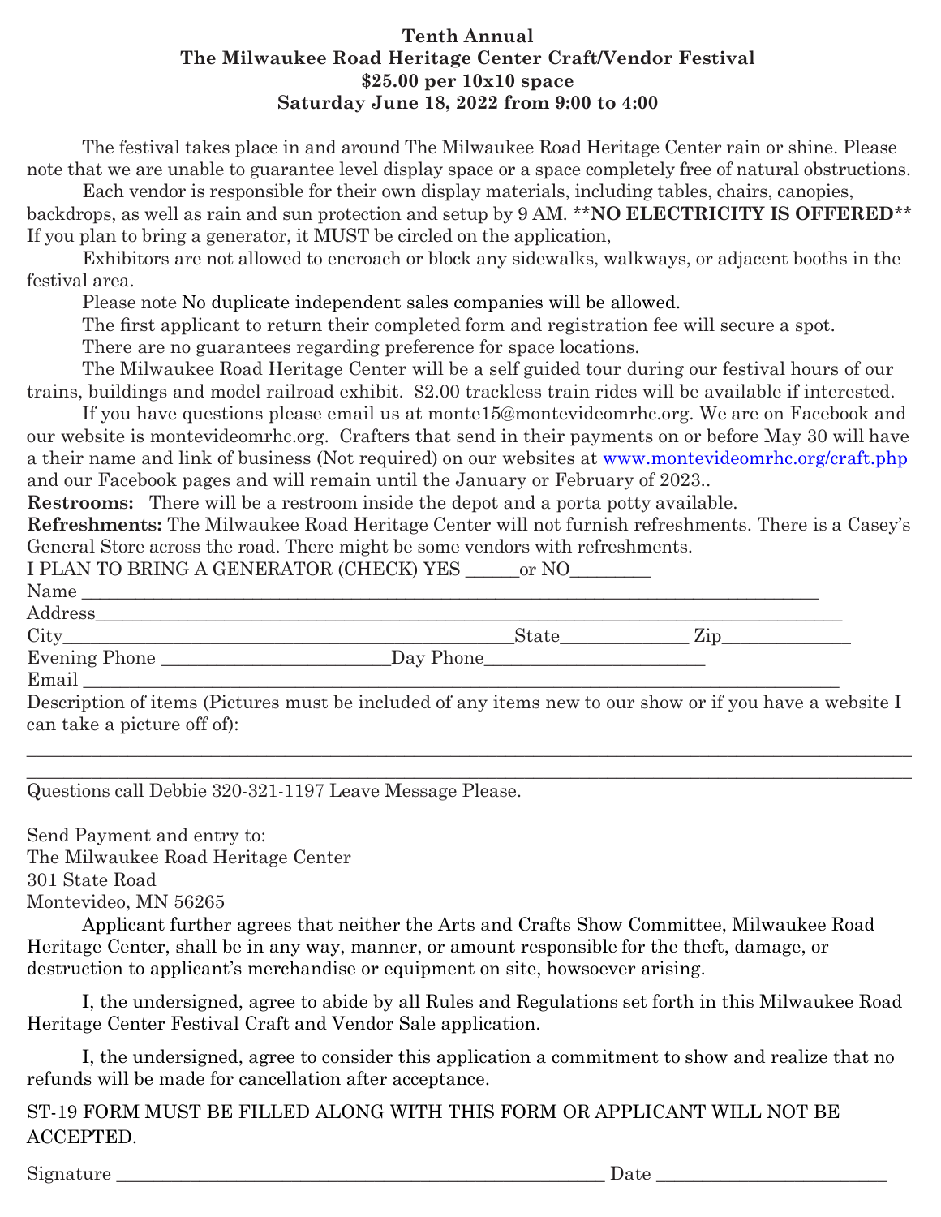**Tenth Annual**
**The Milwaukee Road Heritage Center Craft/Vendor Festival**
**$25.00 per 10x10 space**
**Saturday June 18, 2022 from 9:00 to 4:00**

The festival takes place in and around The Milwaukee Road Heritage Center rain or shine. Please note that we are unable to guarantee level display space or a space completely free of natural obstructions.

Each vendor is responsible for their own display materials, including tables, chairs, canopies, backdrops, as well as rain and sun protection and setup by 9 AM. **\*\*NO ELECTRICITY IS OFFERED\*\*** If you plan to bring a generator, it MUST be circled on the application,

Exhibitors are not allowed to encroach or block any sidewalks, walkways, or adjacent booths in the festival area.

Please note No duplicate independent sales companies will be allowed.

The first applicant to return their completed form and registration fee will secure a spot.

There are no guarantees regarding preference for space locations.

The Milwaukee Road Heritage Center will be a self guided tour during our festival hours of our trains, buildings and model railroad exhibit. $2.00 trackless train rides will be available if interested.

If you have questions please email us at monte15@montevideomrhc.org. We are on Facebook and our website is montevideomrhc.org. Crafters that send in their payments on or before May 30 will have a their name and link of business (Not required) on our websites at www.montevideomrhc.org/craft.php and our Facebook pages and will remain until the January or February of 2023..

**Restrooms:** There will be a restroom inside the depot and a porta potty available.

**Refreshments:** The Milwaukee Road Heritage Center will not furnish refreshments. There is a Casey's General Store across the road. There might be some vendors with refreshments.

I PLAN TO BRING A GENERATOR (CHECK) YES ______or NO_________

Name ____________________________________________________________________________

Address___________________________________________________________________________

City_____________________________________________State_____________ Zip_____________

Evening Phone _________________________Day Phone________________________

Email ____________________________________________________________________________

Description of items (Pictures must be included of any items new to our show or if you have a website I can take a picture off of):

__________________________________________________________________________________________

__________________________________________________________________________________________

Questions call Debbie 320-321-1197 Leave Message Please.

Send Payment and entry to:
The Milwaukee Road Heritage Center
301 State Road
Montevideo, MN 56265

Applicant further agrees that neither the Arts and Crafts Show Committee, Milwaukee Road Heritage Center, shall be in any way, manner, or amount responsible for the theft, damage, or destruction to applicant's merchandise or equipment on site, howsoever arising.

I, the undersigned, agree to abide by all Rules and Regulations set forth in this Milwaukee Road Heritage Center Festival Craft and Vendor Sale application.

I, the undersigned, agree to consider this application a commitment to show and realize that no refunds will be made for cancellation after acceptance.

ST-19 FORM MUST BE FILLED ALONG WITH THIS FORM OR APPLICANT WILL NOT BE ACCEPTED.

Signature ______________________________________________________ Date _________________________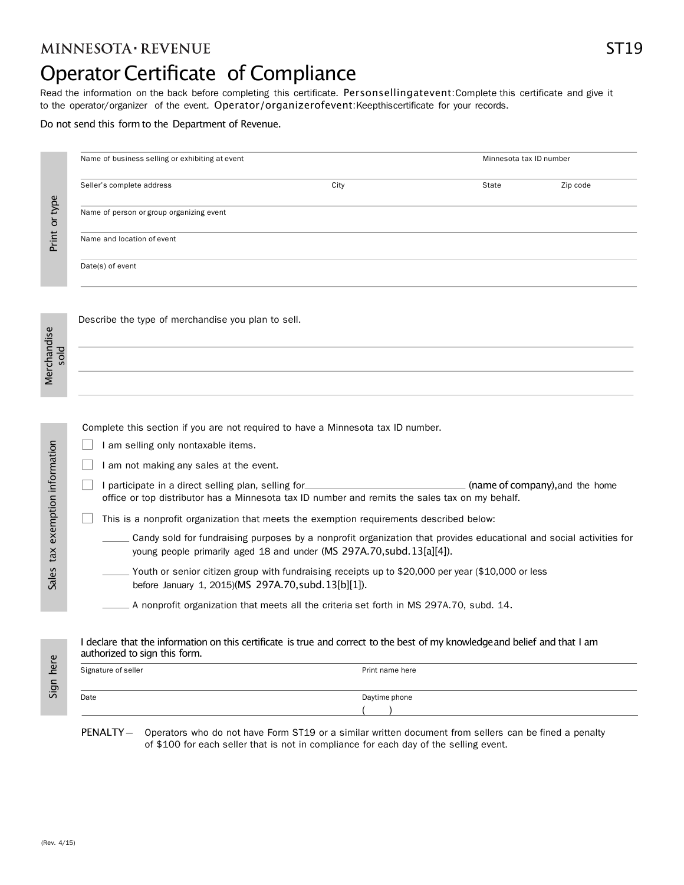MINNESOTA · REVENUE

ST19

# Operator Certificate of Compliance

Read the information on the back before completing this certificate. **Person selling at event:** Complete this certificate and give it to the operator/organizer of the event. **Operator/organizer of event:** Keep this certificate for your records.

Do not send this form to the Department of Revenue.

## Print or type

Name of business selling or exhibiting at event ______________________ Minnesota tax ID number ______________________

Seller's complete address ______________________ City ______________________ State ______ Zip code ______

Name of person or group organizing event ______________________

Name and location of event ______________________

Date(s) of event ______________________

## Merchandise sold

Describe the type of merchandise you plan to sell.

______________________

______________________

______________________

## Sales tax exemption information

Complete this section if you are not required to have a Minnesota tax ID number.

- ☐ I am selling only nontaxable items.
- ☐ I am not making any sales at the event.
- ☐ I participate in a direct selling plan, selling for ______________________ (name of company), and the home office or top distributor has a Minnesota tax ID number and remits the sales tax on my behalf.
- ☐ This is a nonprofit organization that meets the exemption requirements described below:
  - _____ Candy sold for fundraising purposes by a nonprofit organization that provides educational and social activities for young people primarily aged 18 and under (MS 297A.70, subd. 13[a][4]).
  - _____ Youth or senior citizen group with fundraising receipts up to $20,000 per year ($10,000 or less before January 1, 2015) (MS 297A.70, subd. 13[b][1]).
  - _____ A nonprofit organization that meets all the criteria set forth in MS 297A.70, subd. 14.

## Sign here

I declare that the information on this certificate is true and correct to the best of my knowledge and belief and that I am authorized to sign this form.

Signature of seller ______________________ Print name here ______________________

Date ______________________ Daytime phone ( )

**PENALTY** — Operators who do not have Form ST19 or a similar written document from sellers can be fined a penalty of $100 for each seller that is not in compliance for each day of the selling event.

(Rev. 4/15)